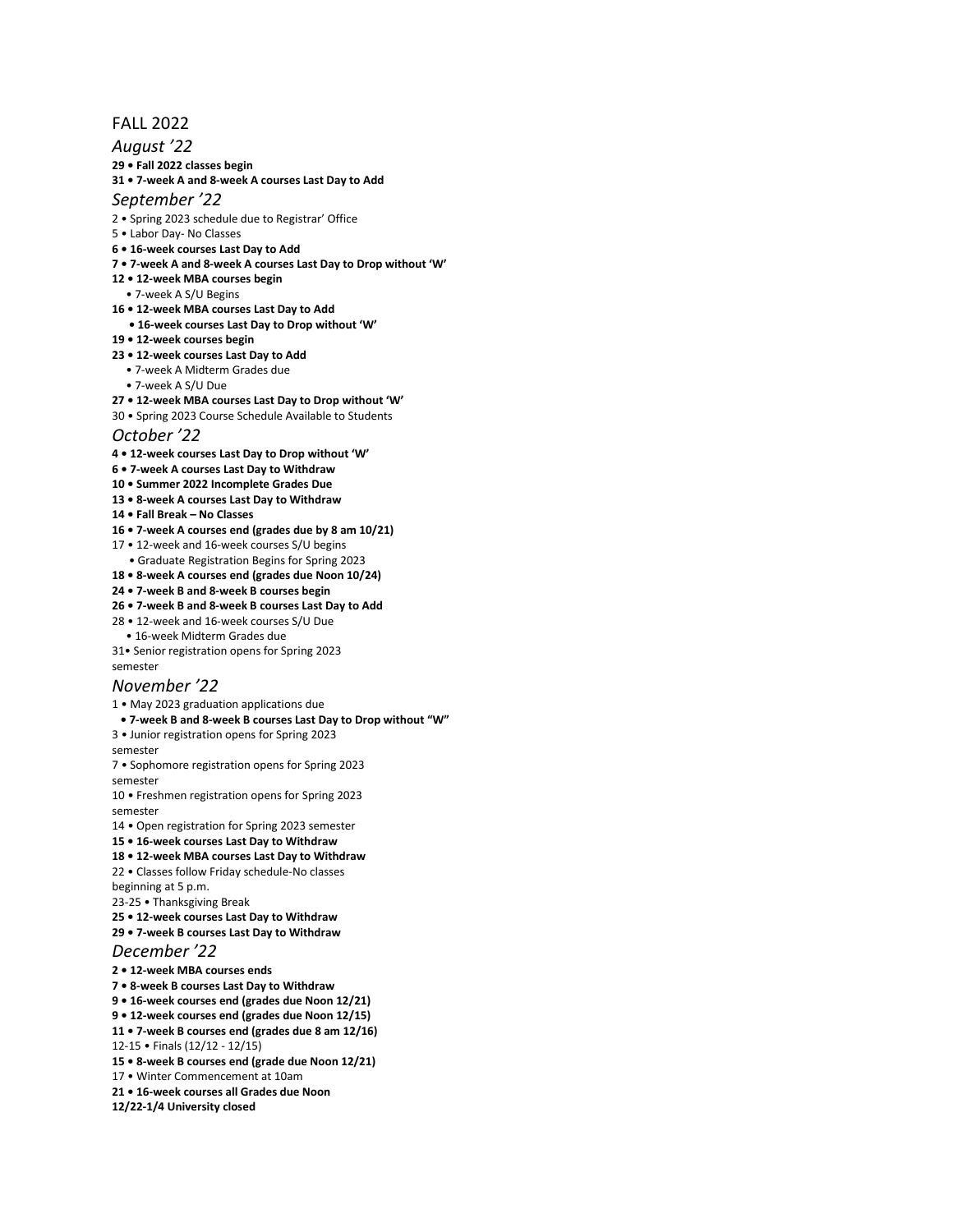# FALL 2022

## *August '22*

**29 • Fall 2022 classes begin**
**31 • 7-week A and 8-week A courses Last Day to Add**

## *September '22*

2 • Spring 2023 schedule due to Registrar' Office
5 • Labor Day- No Classes
**6 • 16-week courses Last Day to Add**
**7 • 7-week A and 8-week A courses Last Day to Drop without 'W'**
**12 • 12-week MBA courses begin**
• 7-week A S/U Begins
**16 • 12-week MBA courses Last Day to Add**
**• 16-week courses Last Day to Drop without 'W'**
**19 • 12-week courses begin**
**23 • 12-week courses Last Day to Add**
• 7-week A Midterm Grades due
• 7-week A S/U Due
**27 • 12-week MBA courses Last Day to Drop without 'W'**
30 • Spring 2023 Course Schedule Available to Students

## *October '22*

**4 • 12-week courses Last Day to Drop without 'W'**
**6 • 7-week A courses Last Day to Withdraw**
**10 • Summer 2022 Incomplete Grades Due**
**13 • 8-week A courses Last Day to Withdraw**
**14 • Fall Break – No Classes**
**16 • 7-week A courses end (grades due by 8 am 10/21)**
17 • 12-week and 16-week courses S/U begins
• Graduate Registration Begins for Spring 2023
**18 • 8-week A courses end (grades due Noon 10/24)**
**24 • 7-week B and 8-week B courses begin**
**26 • 7-week B and 8-week B courses Last Day to Add**
28 • 12-week and 16-week courses S/U Due
• 16-week Midterm Grades due
31• Senior registration opens for Spring 2023 semester

## *November '22*

1 • May 2023 graduation applications due
**• 7-week B and 8-week B courses Last Day to Drop without "W"**
3 • Junior registration opens for Spring 2023 semester
7 • Sophomore registration opens for Spring 2023 semester
10 • Freshmen registration opens for Spring 2023 semester
14 • Open registration for Spring 2023 semester
**15 • 16-week courses Last Day to Withdraw**
**18 • 12-week MBA courses Last Day to Withdraw**
22 • Classes follow Friday schedule-No classes beginning at 5 p.m.
23-25 • Thanksgiving Break
**25 • 12-week courses Last Day to Withdraw**
**29 • 7-week B courses Last Day to Withdraw**

## *December '22*

**2 • 12-week MBA courses ends**
**7 • 8-week B courses Last Day to Withdraw**
**9 • 16-week courses end (grades due Noon 12/21)**
**9 • 12-week courses end (grades due Noon 12/15)**
**11 • 7-week B courses end (grades due 8 am 12/16)**
12-15 • Finals (12/12 - 12/15)
**15 • 8-week B courses end (grade due Noon 12/21)**
17 • Winter Commencement at 10am
**21 • 16-week courses all Grades due Noon**
**12/22-1/4 University closed**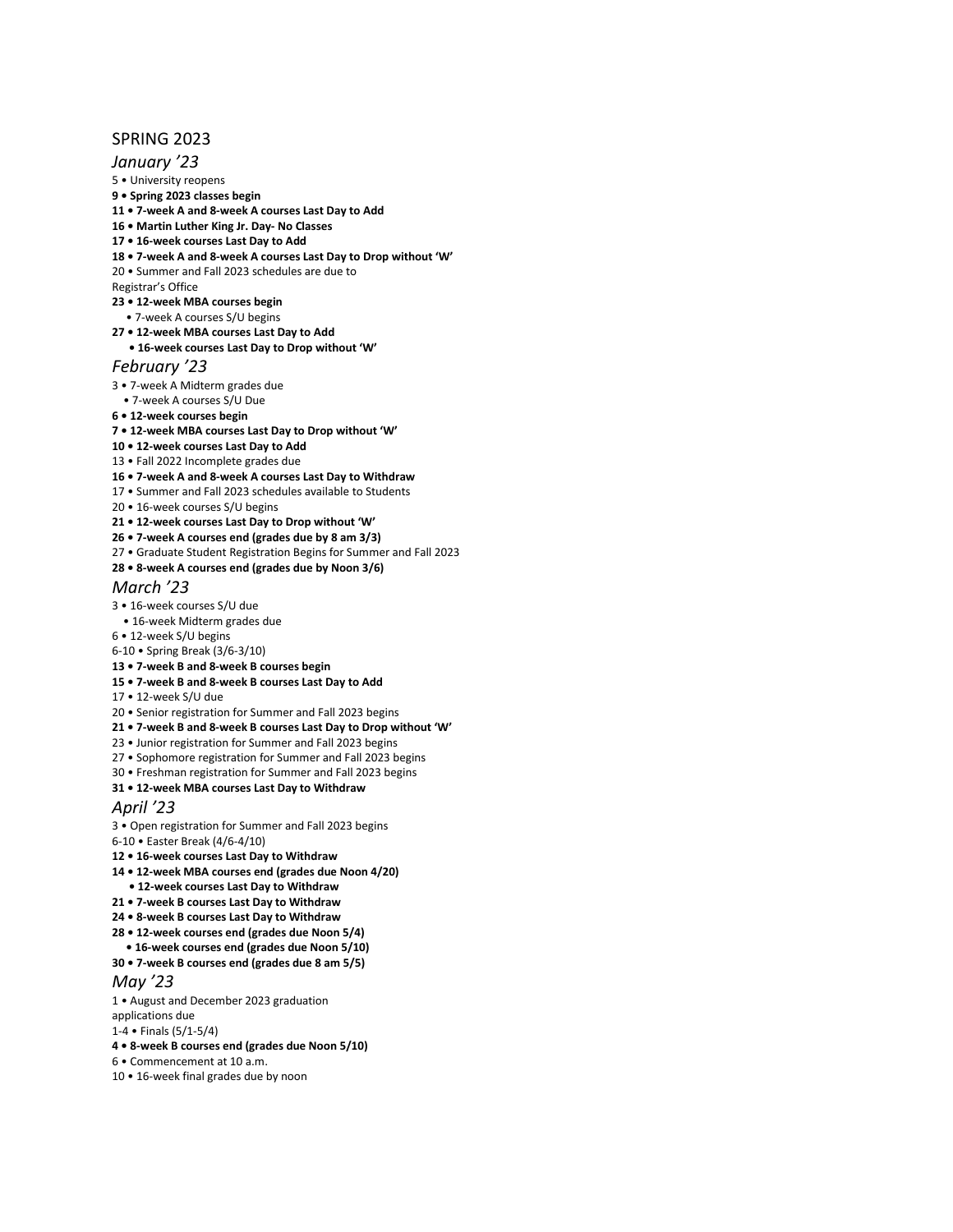## SPRING 2023

### *January '23*

5 • University reopens
**9 • Spring 2023 classes begin**
**11 • 7-week A and 8-week A courses Last Day to Add**
**16 • Martin Luther King Jr. Day- No Classes**
**17 • 16-week courses Last Day to Add**
**18 • 7-week A and 8-week A courses Last Day to Drop without 'W'**
20 • Summer and Fall 2023 schedules are due to Registrar's Office
**23 • 12-week MBA courses begin**
• 7-week A courses S/U begins
**27 • 12-week MBA courses Last Day to Add**
**• 16-week courses Last Day to Drop without 'W'**

### *February '23*

3 • 7-week A Midterm grades due
• 7-week A courses S/U Due
**6 • 12-week courses begin**
**7 • 12-week MBA courses Last Day to Drop without 'W'**
**10 • 12-week courses Last Day to Add**
13 • Fall 2022 Incomplete grades due
**16 • 7-week A and 8-week A courses Last Day to Withdraw**
17 • Summer and Fall 2023 schedules available to Students
20 • 16-week courses S/U begins
**21 • 12-week courses Last Day to Drop without 'W'**
**26 • 7-week A courses end (grades due by 8 am 3/3)**
27 • Graduate Student Registration Begins for Summer and Fall 2023
**28 • 8-week A courses end (grades due by Noon 3/6)**

### *March '23*

3 • 16-week courses S/U due
• 16-week Midterm grades due
6 • 12-week S/U begins
6-10 • Spring Break (3/6-3/10)
**13 • 7-week B and 8-week B courses begin**
**15 • 7-week B and 8-week B courses Last Day to Add**
17 • 12-week S/U due
20 • Senior registration for Summer and Fall 2023 begins
**21 • 7-week B and 8-week B courses Last Day to Drop without 'W'**
23 • Junior registration for Summer and Fall 2023 begins
27 • Sophomore registration for Summer and Fall 2023 begins
30 • Freshman registration for Summer and Fall 2023 begins
**31 • 12-week MBA courses Last Day to Withdraw**

### *April '23*

3 • Open registration for Summer and Fall 2023 begins
6-10 • Easter Break (4/6-4/10)
**12 • 16-week courses Last Day to Withdraw**
**14 • 12-week MBA courses end (grades due Noon 4/20)**
**• 12-week courses Last Day to Withdraw**
**21 • 7-week B courses Last Day to Withdraw**
**24 • 8-week B courses Last Day to Withdraw**
**28 • 12-week courses end (grades due Noon 5/4)**
**• 16-week courses end (grades due Noon 5/10)**
**30 • 7-week B courses end (grades due 8 am 5/5)**

### *May '23*

1 • August and December 2023 graduation applications due
1-4 • Finals (5/1-5/4)
**4 • 8-week B courses end (grades due Noon 5/10)**
6 • Commencement at 10 a.m.
10 • 16-week final grades due by noon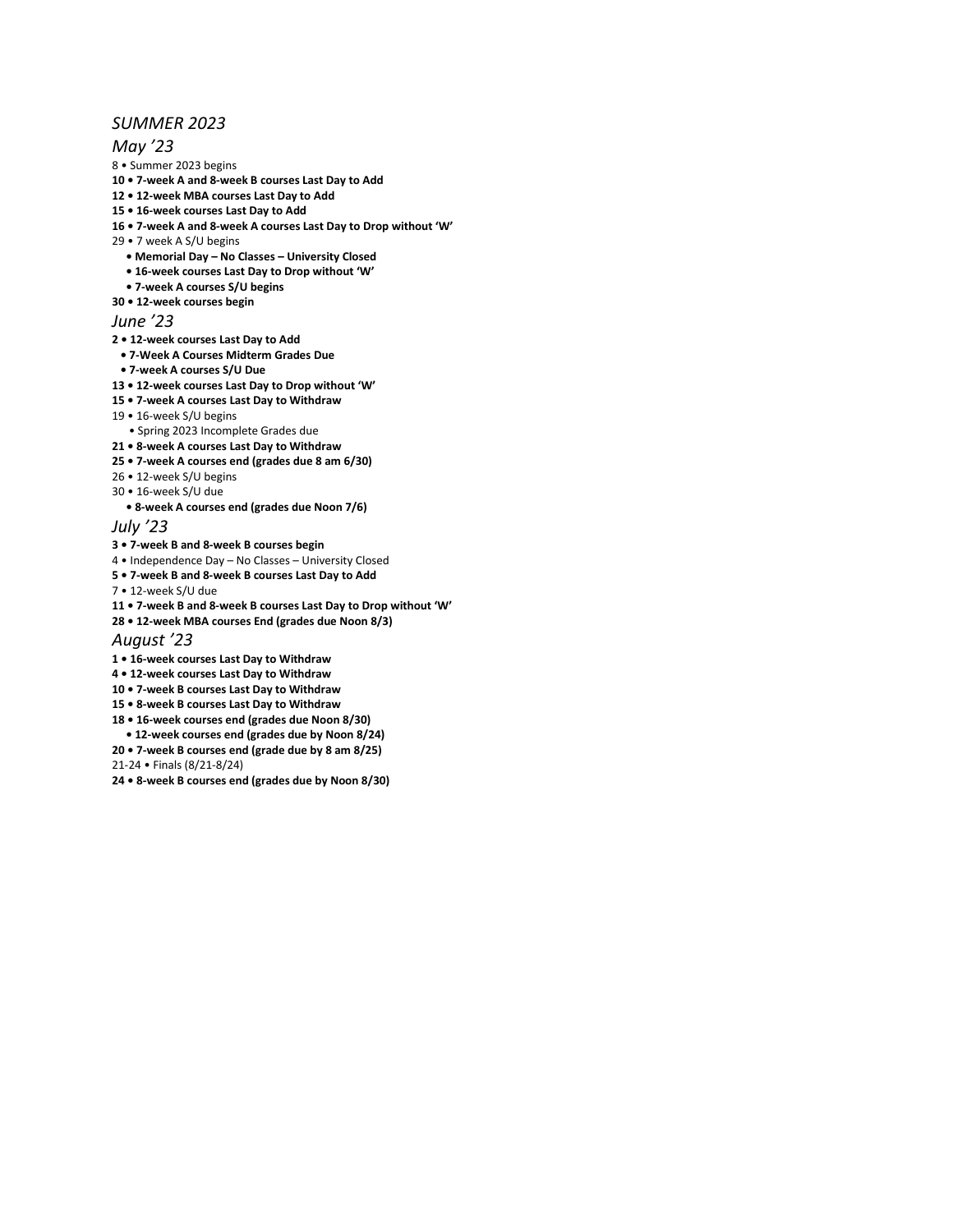*SUMMER 2023*

*May '23*

8 • Summer 2023 begins

**10 • 7-week A and 8-week B courses Last Day to Add**

**12 • 12-week MBA courses Last Day to Add**

**15 • 16-week courses Last Day to Add**

**16 • 7-week A and 8-week A courses Last Day to Drop without 'W'**

29 • 7 week A S/U begins

**• Memorial Day – No Classes – University Closed**

**• 16-week courses Last Day to Drop without 'W'**

**• 7-week A courses S/U begins**

**30 • 12-week courses begin**

*June '23*

**2 • 12-week courses Last Day to Add**

**• 7-Week A Courses Midterm Grades Due**

**• 7-week A courses S/U Due**

**13 • 12-week courses Last Day to Drop without 'W'**

**15 • 7-week A courses Last Day to Withdraw**

19 • 16-week S/U begins

• Spring 2023 Incomplete Grades due

**21 • 8-week A courses Last Day to Withdraw**

**25 • 7-week A courses end (grades due 8 am 6/30)**

26 • 12-week S/U begins

30 • 16-week S/U due

**• 8-week A courses end (grades due Noon 7/6)**

*July '23*

**3 • 7-week B and 8-week B courses begin**

4 • Independence Day – No Classes – University Closed

**5 • 7-week B and 8-week B courses Last Day to Add**

7 • 12-week S/U due

**11 • 7-week B and 8-week B courses Last Day to Drop without 'W'**

**28 • 12-week MBA courses End (grades due Noon 8/3)**

*August '23*

**1 • 16-week courses Last Day to Withdraw**

**4 • 12-week courses Last Day to Withdraw**

**10 • 7-week B courses Last Day to Withdraw**

**15 • 8-week B courses Last Day to Withdraw**

**18 • 16-week courses end (grades due Noon 8/30)**

**• 12-week courses end (grades due by Noon 8/24)**

**20 • 7-week B courses end (grade due by 8 am 8/25)**

21-24 • Finals (8/21-8/24)

**24 • 8-week B courses end (grades due by Noon 8/30)**